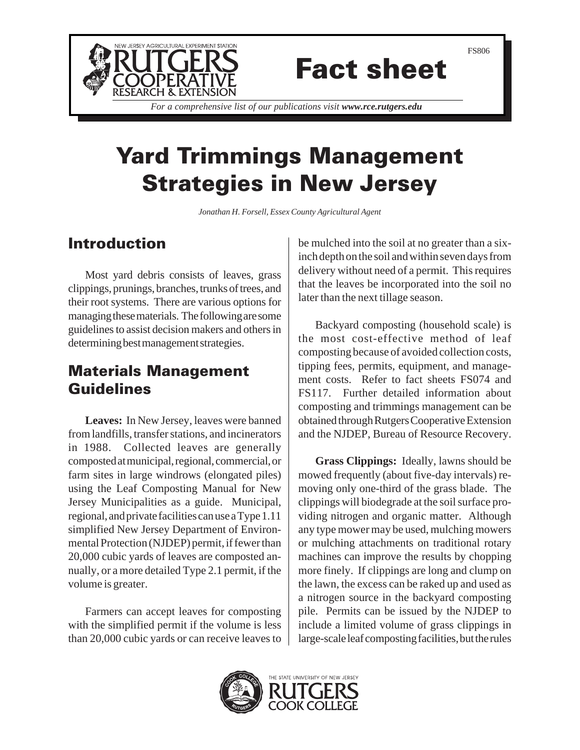FS806

# Fact sheet

*For a comprehensive list of our publications visit* ***www.rce.rutgers.edu***

# Yard Trimmings Management Strategies in New Jersey

*Jonathan H. Forsell, Essex County Agricultural Agent*

## Introduction

Most yard debris consists of leaves, grass clippings, prunings, branches, trunks of trees, and their root systems. There are various options for managing these materials. The following are some guidelines to assist decision makers and others in determining best management strategies.

## Materials Management Guidelines

**Leaves:** In New Jersey, leaves were banned from landfills, transfer stations, and incinerators in 1988. Collected leaves are generally composted at municipal, regional, commercial, or farm sites in large windrows (elongated piles) using the Leaf Composting Manual for New Jersey Municipalities as a guide. Municipal, regional, and private facilities can use a Type 1.11 simplified New Jersey Department of Environmental Protection (NJDEP) permit, if fewer than 20,000 cubic yards of leaves are composted annually, or a more detailed Type 2.1 permit, if the volume is greater.

Farmers can accept leaves for composting with the simplified permit if the volume is less than 20,000 cubic yards or can receive leaves to be mulched into the soil at no greater than a six-inch depth on the soil and within seven days from delivery without need of a permit. This requires that the leaves be incorporated into the soil no later than the next tillage season.

Backyard composting (household scale) is the most cost-effective method of leaf composting because of avoided collection costs, tipping fees, permits, equipment, and management costs. Refer to fact sheets FS074 and FS117. Further detailed information about composting and trimmings management can be obtained through Rutgers Cooperative Extension and the NJDEP, Bureau of Resource Recovery.

**Grass Clippings:** Ideally, lawns should be mowed frequently (about five-day intervals) removing only one-third of the grass blade. The clippings will biodegrade at the soil surface providing nitrogen and organic matter. Although any type mower may be used, mulching mowers or mulching attachments on traditional rotary machines can improve the results by chopping more finely. If clippings are long and clump on the lawn, the excess can be raked up and used as a nitrogen source in the backyard composting pile. Permits can be issued by the NJDEP to include a limited volume of grass clippings in large-scale leaf composting facilities, but the rules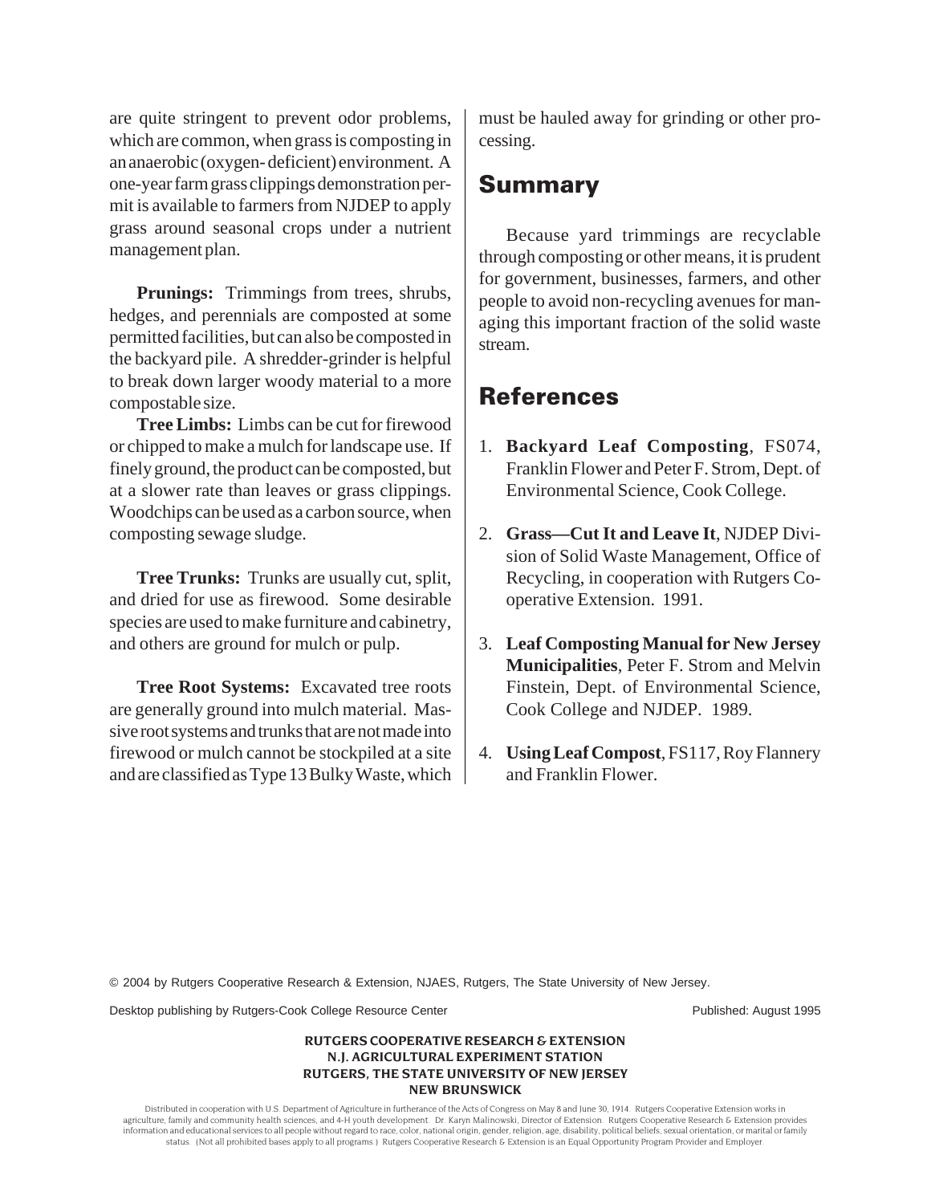are quite stringent to prevent odor problems, which are common, when grass is composting in an anaerobic (oxygen- deficient) environment. A one-year farm grass clippings demonstration permit is available to farmers from NJDEP to apply grass around seasonal crops under a nutrient management plan.

**Prunings:** Trimmings from trees, shrubs, hedges, and perennials are composted at some permitted facilities, but can also be composted in the backyard pile. A shredder-grinder is helpful to break down larger woody material to a more compostable size.

**Tree Limbs:** Limbs can be cut for firewood or chipped to make a mulch for landscape use. If finely ground, the product can be composted, but at a slower rate than leaves or grass clippings. Woodchips can be used as a carbon source, when composting sewage sludge.

**Tree Trunks:** Trunks are usually cut, split, and dried for use as firewood. Some desirable species are used to make furniture and cabinetry, and others are ground for mulch or pulp.

**Tree Root Systems:** Excavated tree roots are generally ground into mulch material. Massive root systems and trunks that are not made into firewood or mulch cannot be stockpiled at a site and are classified as Type 13 Bulky Waste, which must be hauled away for grinding or other processing.

## Summary

Because yard trimmings are recyclable through composting or other means, it is prudent for government, businesses, farmers, and other people to avoid non-recycling avenues for managing this important fraction of the solid waste stream.

## References

1. **Backyard Leaf Composting**, FS074, Franklin Flower and Peter F. Strom, Dept. of Environmental Science, Cook College.
2. **Grass—Cut It and Leave It**, NJDEP Division of Solid Waste Management, Office of Recycling, in cooperation with Rutgers Cooperative Extension. 1991.
3. **Leaf Composting Manual for New Jersey Municipalities**, Peter F. Strom and Melvin Finstein, Dept. of Environmental Science, Cook College and NJDEP. 1989.
4. **Using Leaf Compost**, FS117, Roy Flannery and Franklin Flower.

© 2004 by Rutgers Cooperative Research & Extension, NJAES, Rutgers, The State University of New Jersey.

Desktop publishing by Rutgers-Cook College Resource Center

Published: August 1995

**RUTGERS COOPERATIVE RESEARCH & EXTENSION**
**N.J. AGRICULTURAL EXPERIMENT STATION**
**RUTGERS, THE STATE UNIVERSITY OF NEW JERSEY**
**NEW BRUNSWICK**

Distributed in cooperation with U.S. Department of Agriculture in furtherance of the Acts of Congress on May 8 and June 30, 1914. Rutgers Cooperative Extension works in agriculture, family and community health sciences, and 4-H youth development. Dr. Karyn Malinowski, Director of Extension. Rutgers Cooperative Research & Extension provides information and educational services to all people without regard to race, color, national origin, gender, religion, age, disability, political beliefs, sexual orientation, or marital or family status. (Not all prohibited bases apply to all programs.) Rutgers Cooperative Research & Extension is an Equal Opportunity Program Provider and Employer.